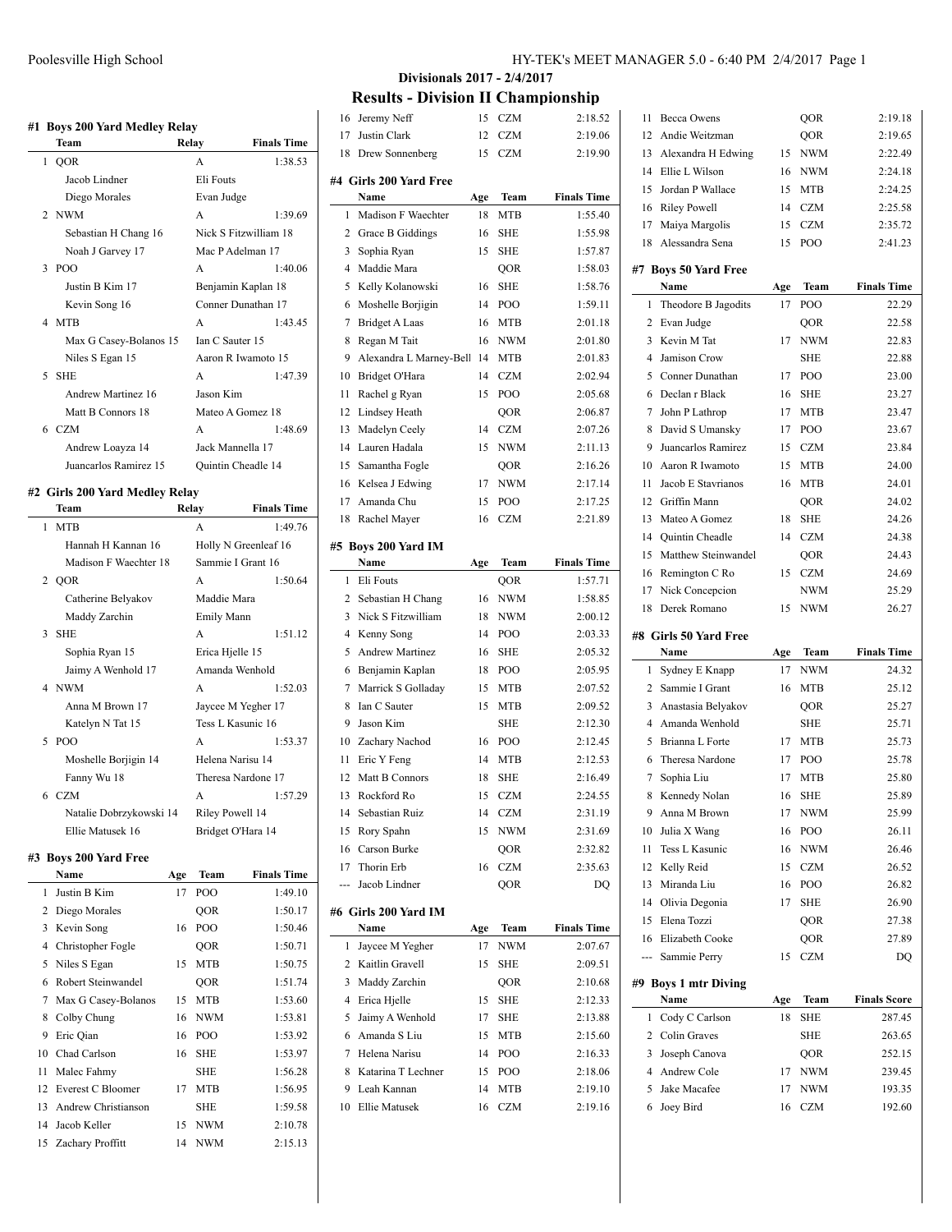## Divisionals 2017 - 2/4/2017

## Results - Division II Championship

### #1 Boys 200 Yard Medley Relay

| | Team | Relay | Finals Time |
|---|---|---|---|
| 1 | QOR | A | 1:38.53 |
| | Jacob Lindner | Eli Fouts | |
| | Diego Morales | Evan Judge | |
| 2 | NWM | A | 1:39.69 |
| | Sebastian H Chang 16 | Nick S Fitzwilliam 18 | |
| | Noah J Garvey 17 | Mac P Adelman 17 | |
| 3 | POO | A | 1:40.06 |
| | Justin B Kim 17 | Benjamin Kaplan 18 | |
| | Kevin Song 16 | Conner Dunathan 17 | |
| 4 | MTB | A | 1:43.45 |
| | Max G Casey-Bolanos 15 | Ian C Sauter 15 | |
| | Niles S Egan 15 | Aaron R Iwamoto 15 | |
| 5 | SHE | A | 1:47.39 |
| | Andrew Martinez 16 | Jason Kim | |
| | Matt B Connors 18 | Mateo A Gomez 18 | |
| 6 | CZM | A | 1:48.69 |
| | Andrew Loayza 14 | Jack Mannella 17 | |
| | Juancarlos Ramirez 15 | Quintin Cheadle 14 | |

### #2 Girls 200 Yard Medley Relay

| | Team | Relay | Finals Time |
|---|---|---|---|
| 1 | MTB | A | 1:49.76 |
| | Hannah H Kannan 16 | Holly N Greenleaf 16 | |
| | Madison F Waechter 18 | Sammie I Grant 16 | |
| 2 | QOR | A | 1:50.64 |
| | Catherine Belyakov | Maddie Mara | |
| | Maddy Zarchin | Emily Mann | |
| 3 | SHE | A | 1:51.12 |
| | Sophia Ryan 15 | Erica Hjelle 15 | |
| | Jaimy A Wenhold 17 | Amanda Wenhold | |
| 4 | NWM | A | 1:52.03 |
| | Anna M Brown 17 | Jaycee M Yegher 17 | |
| | Katelyn N Tat 15 | Tess L Kasunic 16 | |
| 5 | POO | A | 1:53.37 |
| | Moshelle Borjigin 14 | Helena Narisu 14 | |
| | Fanny Wu 18 | Theresa Nardone 17 | |
| 6 | CZM | A | 1:57.29 |
| | Natalie Dobrzykowski 14 | Riley Powell 14 | |
| | Ellie Matusek 16 | Bridget O'Hara 14 | |

### #3 Boys 200 Yard Free

| | Name | Age | Team | Finals Time |
|---|---|---|---|---|
| 1 | Justin B Kim | 17 | POO | 1:49.10 |
| 2 | Diego Morales | | QOR | 1:50.17 |
| 3 | Kevin Song | 16 | POO | 1:50.46 |
| 4 | Christopher Fogle | | QOR | 1:50.71 |
| 5 | Niles S Egan | 15 | MTB | 1:50.75 |
| 6 | Robert Steinwandel | | QOR | 1:51.74 |
| 7 | Max G Casey-Bolanos | 15 | MTB | 1:53.60 |
| 8 | Colby Chung | 16 | NWM | 1:53.81 |
| 9 | Eric Qian | 16 | POO | 1:53.92 |
| 10 | Chad Carlson | 16 | SHE | 1:53.97 |
| 11 | Malec Fahmy | | SHE | 1:56.28 |
| 12 | Everest C Bloomer | 17 | MTB | 1:56.95 |
| 13 | Andrew Christianson | | SHE | 1:59.58 |
| 14 | Jacob Keller | 15 | NWM | 2:10.78 |
| 15 | Zachary Proffitt | 14 | NWM | 2:15.13 |
| 16 | Jeremy Neff | 15 | CZM | 2:18.52 |
| 17 | Justin Clark | 12 | CZM | 2:19.06 |
| 18 | Drew Sonnenberg | 15 | CZM | 2:19.90 |

### #4 Girls 200 Yard Free

| | Name | Age | Team | Finals Time |
|---|---|---|---|---|
| 1 | Madison F Waechter | 18 | MTB | 1:55.40 |
| 2 | Grace B Giddings | 16 | SHE | 1:55.98 |
| 3 | Sophia Ryan | 15 | SHE | 1:57.87 |
| 4 | Maddie Mara | | QOR | 1:58.03 |
| 5 | Kelly Kolanowski | 16 | SHE | 1:58.76 |
| 6 | Moshelle Borjigin | 14 | POO | 1:59.11 |
| 7 | Bridget A Laas | 16 | MTB | 2:01.18 |
| 8 | Regan M Tait | 16 | NWM | 2:01.80 |
| 9 | Alexandra L Marney-Bell | 14 | MTB | 2:01.83 |
| 10 | Bridget O'Hara | 14 | CZM | 2:02.94 |
| 11 | Rachel g Ryan | 15 | POO | 2:05.68 |
| 12 | Lindsey Heath | | QOR | 2:06.87 |
| 13 | Madelyn Ceely | 14 | CZM | 2:07.26 |
| 14 | Lauren Hadala | 15 | NWM | 2:11.13 |
| 15 | Samantha Fogle | | QOR | 2:16.26 |
| 16 | Kelsea J Edwing | 17 | NWM | 2:17.14 |
| 17 | Amanda Chu | 15 | POO | 2:17.25 |
| 18 | Rachel Mayer | 16 | CZM | 2:21.89 |

### #5 Boys 200 Yard IM

| | Name | Age | Team | Finals Time |
|---|---|---|---|---|
| 1 | Eli Fouts | | QOR | 1:57.71 |
| 2 | Sebastian H Chang | 16 | NWM | 1:58.85 |
| 3 | Nick S Fitzwilliam | 18 | NWM | 2:00.12 |
| 4 | Kenny Song | 14 | POO | 2:03.33 |
| 5 | Andrew Martinez | 16 | SHE | 2:05.32 |
| 6 | Benjamin Kaplan | 18 | POO | 2:05.95 |
| 7 | Marrick S Golladay | 15 | MTB | 2:07.52 |
| 8 | Ian C Sauter | 15 | MTB | 2:09.52 |
| 9 | Jason Kim | | SHE | 2:12.30 |
| 10 | Zachary Nachod | 16 | POO | 2:12.45 |
| 11 | Eric Y Feng | 14 | MTB | 2:12.53 |
| 12 | Matt B Connors | 18 | SHE | 2:16.49 |
| 13 | Rockford Ro | 15 | CZM | 2:24.55 |
| 14 | Sebastian Ruiz | 14 | CZM | 2:31.19 |
| 15 | Rory Spahn | 15 | NWM | 2:31.69 |
| 16 | Carson Burke | | QOR | 2:32.82 |
| 17 | Thorin Erb | 16 | CZM | 2:35.63 |
| --- | Jacob Lindner | | QOR | DQ |

### #6 Girls 200 Yard IM

| | Name | Age | Team | Finals Time |
|---|---|---|---|---|
| 1 | Jaycee M Yegher | 17 | NWM | 2:07.67 |
| 2 | Kaitlin Gravell | 15 | SHE | 2:09.51 |
| 3 | Maddy Zarchin | | QOR | 2:10.68 |
| 4 | Erica Hjelle | 15 | SHE | 2:12.33 |
| 5 | Jaimy A Wenhold | 17 | SHE | 2:13.88 |
| 6 | Amanda S Liu | 15 | MTB | 2:15.60 |
| 7 | Helena Narisu | 14 | POO | 2:16.33 |
| 8 | Katarina T Lechner | 15 | POO | 2:18.06 |
| 9 | Leah Kannan | 14 | MTB | 2:19.10 |
| 10 | Ellie Matusek | 16 | CZM | 2:19.16 |
| 11 | Becca Owens | | QOR | 2:19.18 |
| 12 | Andie Weitzman | | QOR | 2:19.65 |
| 13 | Alexandra H Edwing | 15 | NWM | 2:22.49 |
| 14 | Ellie L Wilson | 16 | NWM | 2:24.18 |
| 15 | Jordan P Wallace | 15 | MTB | 2:24.25 |
| 16 | Riley Powell | 14 | CZM | 2:25.58 |
| 17 | Maiya Margolis | 15 | CZM | 2:35.72 |
| 18 | Alessandra Sena | 15 | POO | 2:41.23 |

### #7 Boys 50 Yard Free

| | Name | Age | Team | Finals Time |
|---|---|---|---|---|
| 1 | Theodore B Jagodits | 17 | POO | 22.29 |
| 2 | Evan Judge | | QOR | 22.58 |
| 3 | Kevin M Tat | 17 | NWM | 22.83 |
| 4 | Jamison Crow | | SHE | 22.88 |
| 5 | Conner Dunathan | 17 | POO | 23.00 |
| 6 | Declan r Black | 16 | SHE | 23.27 |
| 7 | John P Lathrop | 17 | MTB | 23.47 |
| 8 | David S Umansky | 17 | POO | 23.67 |
| 9 | Juancarlos Ramirez | 15 | CZM | 23.84 |
| 10 | Aaron R Iwamoto | 15 | MTB | 24.00 |
| 11 | Jacob E Stavrianos | 16 | MTB | 24.01 |
| 12 | Griffin Mann | | QOR | 24.02 |
| 13 | Mateo A Gomez | 18 | SHE | 24.26 |
| 14 | Quintin Cheadle | 14 | CZM | 24.38 |
| 15 | Matthew Steinwandel | | QOR | 24.43 |
| 16 | Remington C Ro | 15 | CZM | 24.69 |
| 17 | Nick Concepcion | | NWM | 25.29 |
| 18 | Derek Romano | 15 | NWM | 26.27 |

### #8 Girls 50 Yard Free

| | Name | Age | Team | Finals Time |
|---|---|---|---|---|
| 1 | Sydney E Knapp | 17 | NWM | 24.32 |
| 2 | Sammie I Grant | 16 | MTB | 25.12 |
| 3 | Anastasia Belyakov | | QOR | 25.27 |
| 4 | Amanda Wenhold | | SHE | 25.71 |
| 5 | Brianna L Forte | 17 | MTB | 25.73 |
| 6 | Theresa Nardone | 17 | POO | 25.78 |
| 7 | Sophia Liu | 17 | MTB | 25.80 |
| 8 | Kennedy Nolan | 16 | SHE | 25.89 |
| 9 | Anna M Brown | 17 | NWM | 25.99 |
| 10 | Julia X Wang | 16 | POO | 26.11 |
| 11 | Tess L Kasunic | 16 | NWM | 26.46 |
| 12 | Kelly Reid | 15 | CZM | 26.52 |
| 13 | Miranda Liu | 16 | POO | 26.82 |
| 14 | Olivia Degonia | 17 | SHE | 26.90 |
| 15 | Elena Tozzi | | QOR | 27.38 |
| 16 | Elizabeth Cooke | | QOR | 27.89 |
| --- | Sammie Perry | 15 | CZM | DQ |

### #9 Boys 1 mtr Diving

| | Name | Age | Team | Finals Score |
|---|---|---|---|---|
| 1 | Cody C Carlson | 18 | SHE | 287.45 |
| 2 | Colin Graves | | SHE | 263.65 |
| 3 | Joseph Canova | | QOR | 252.15 |
| 4 | Andrew Cole | 17 | NWM | 239.45 |
| 5 | Jake Macafee | 17 | NWM | 193.35 |
| 6 | Joey Bird | 16 | CZM | 192.60 |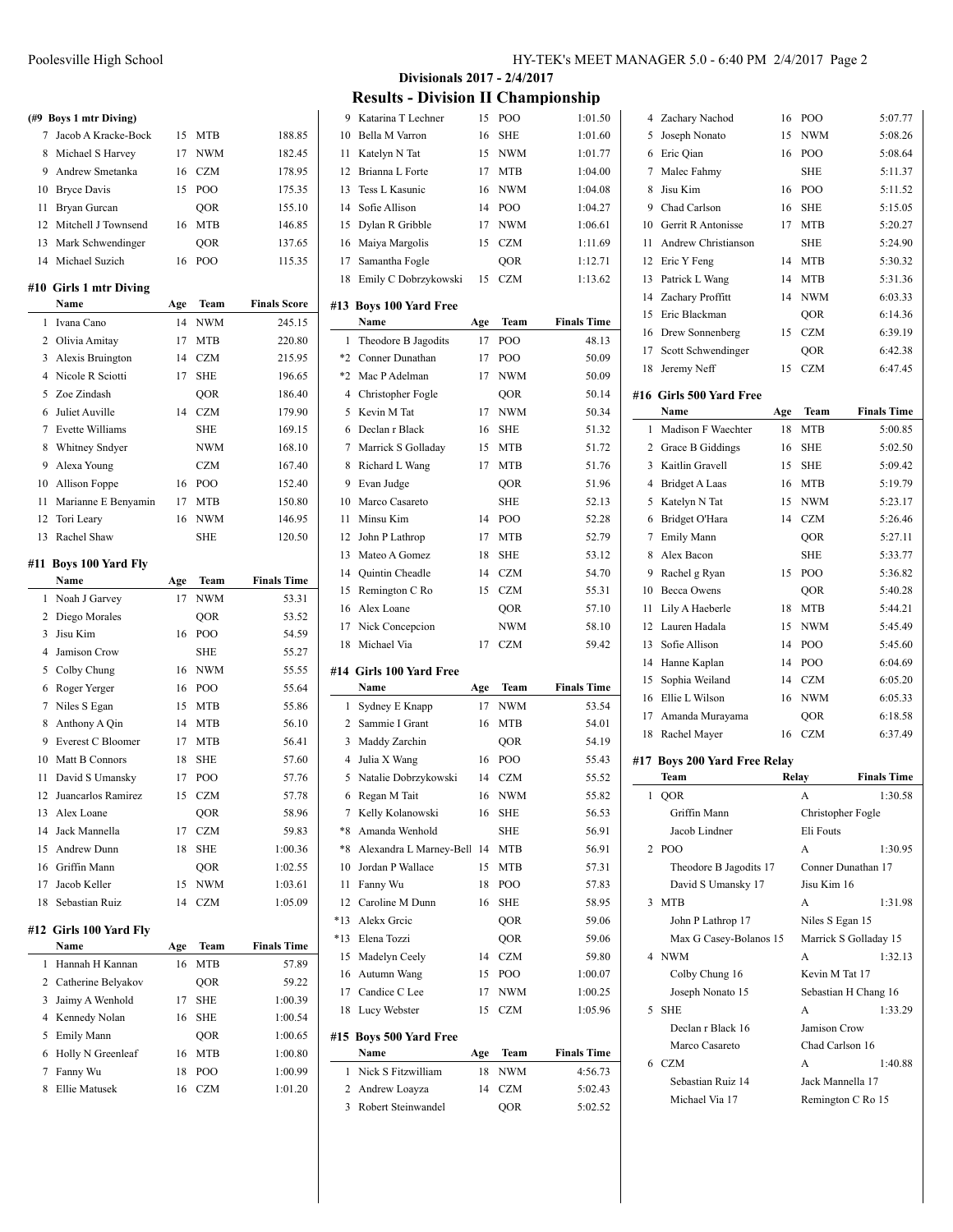## Divisionals 2017 - 2/4/2017

## Results - Division II Championship

**(#9 Boys 1 mtr Diving)**

| | Name | Age | Team | Finals Score |
|---|---|---|---|---|
| 7 | Jacob A Kracke-Bock | 15 | MTB | 188.85 |
| 8 | Michael S Harvey | 17 | NWM | 182.45 |
| 9 | Andrew Smetanka | 16 | CZM | 178.95 |
| 10 | Bryce Davis | 15 | POO | 175.35 |
| 11 | Bryan Gurcan | | QOR | 155.10 |
| 12 | Mitchell J Townsend | 16 | MTB | 146.85 |
| 13 | Mark Schwendinger | | QOR | 137.65 |
| 14 | Michael Suzich | 16 | POO | 115.35 |

### #10 Girls 1 mtr Diving

| | Name | Age | Team | Finals Score |
|---|---|---|---|---|
| 1 | Ivana Cano | 14 | NWM | 245.15 |
| 2 | Olivia Amitay | 17 | MTB | 220.80 |
| 3 | Alexis Bruington | 14 | CZM | 215.95 |
| 4 | Nicole R Sciotti | 17 | SHE | 196.65 |
| 5 | Zoe Zindash | | QOR | 186.40 |
| 6 | Juliet Auville | 14 | CZM | 179.90 |
| 7 | Evette Williams | | SHE | 169.15 |
| 8 | Whitney Sndyer | | NWM | 168.10 |
| 9 | Alexa Young | | CZM | 167.40 |
| 10 | Allison Foppe | 16 | POO | 152.40 |
| 11 | Marianne E Benyamin | 17 | MTB | 150.80 |
| 12 | Tori Leary | 16 | NWM | 146.95 |
| 13 | Rachel Shaw | | SHE | 120.50 |

### #11 Boys 100 Yard Fly

| | Name | Age | Team | Finals Time |
|---|---|---|---|---|
| 1 | Noah J Garvey | 17 | NWM | 53.31 |
| 2 | Diego Morales | | QOR | 53.52 |
| 3 | Jisu Kim | 16 | POO | 54.59 |
| 4 | Jamison Crow | | SHE | 55.27 |
| 5 | Colby Chung | 16 | NWM | 55.55 |
| 6 | Roger Yerger | 16 | POO | 55.64 |
| 7 | Niles S Egan | 15 | MTB | 55.86 |
| 8 | Anthony A Qin | 14 | MTB | 56.10 |
| 9 | Everest C Bloomer | 17 | MTB | 56.41 |
| 10 | Matt B Connors | 18 | SHE | 57.60 |
| 11 | David S Umansky | 17 | POO | 57.76 |
| 12 | Juancarlos Ramirez | 15 | CZM | 57.78 |
| 13 | Alex Loane | | QOR | 58.96 |
| 14 | Jack Mannella | 17 | CZM | 59.83 |
| 15 | Andrew Dunn | 18 | SHE | 1:00.36 |
| 16 | Griffin Mann | | QOR | 1:02.55 |
| 17 | Jacob Keller | 15 | NWM | 1:03.61 |
| 18 | Sebastian Ruiz | 14 | CZM | 1:05.09 |

### #12 Girls 100 Yard Fly

| | Name | Age | Team | Finals Time |
|---|---|---|---|---|
| 1 | Hannah H Kannan | 16 | MTB | 57.89 |
| 2 | Catherine Belyakov | | QOR | 59.22 |
| 3 | Jaimy A Wenhold | 17 | SHE | 1:00.39 |
| 4 | Kennedy Nolan | 16 | SHE | 1:00.54 |
| 5 | Emily Mann | | QOR | 1:00.65 |
| 6 | Holly N Greenleaf | 16 | MTB | 1:00.80 |
| 7 | Fanny Wu | 18 | POO | 1:00.99 |
| 8 | Ellie Matusek | 16 | CZM | 1:01.20 |
| 9 | Katarina T Lechner | 15 | POO | 1:01.50 |
| 10 | Bella M Varron | 16 | SHE | 1:01.60 |
| 11 | Katelyn N Tat | 15 | NWM | 1:01.77 |
| 12 | Brianna L Forte | 17 | MTB | 1:04.00 |
| 13 | Tess L Kasunic | 16 | NWM | 1:04.08 |
| 14 | Sofie Allison | 14 | POO | 1:04.27 |
| 15 | Dylan R Gribble | 17 | NWM | 1:06.61 |
| 16 | Maiya Margolis | 15 | CZM | 1:11.69 |
| 17 | Samantha Fogle | | QOR | 1:12.71 |
| 18 | Emily C Dobrzykowski | 15 | CZM | 1:13.62 |

### #13 Boys 100 Yard Free

| | Name | Age | Team | Finals Time |
|---|---|---|---|---|
| 1 | Theodore B Jagodits | 17 | POO | 48.13 |
| *2 | Conner Dunathan | 17 | POO | 50.09 |
| *2 | Mac P Adelman | 17 | NWM | 50.09 |
| 4 | Christopher Fogle | | QOR | 50.14 |
| 5 | Kevin M Tat | 17 | NWM | 50.34 |
| 6 | Declan r Black | 16 | SHE | 51.32 |
| 7 | Marrick S Golladay | 15 | MTB | 51.72 |
| 8 | Richard L Wang | 17 | MTB | 51.76 |
| 9 | Evan Judge | | QOR | 51.96 |
| 10 | Marco Casareto | | SHE | 52.13 |
| 11 | Minsu Kim | 14 | POO | 52.28 |
| 12 | John P Lathrop | 17 | MTB | 52.79 |
| 13 | Mateo A Gomez | 18 | SHE | 53.12 |
| 14 | Quintin Cheadle | 14 | CZM | 54.70 |
| 15 | Remington C Ro | 15 | CZM | 55.31 |
| 16 | Alex Loane | | QOR | 57.10 |
| 17 | Nick Concepcion | | NWM | 58.10 |
| 18 | Michael Via | 17 | CZM | 59.42 |

### #14 Girls 100 Yard Free

| | Name | Age | Team | Finals Time |
|---|---|---|---|---|
| 1 | Sydney E Knapp | 17 | NWM | 53.54 |
| 2 | Sammie I Grant | 16 | MTB | 54.01 |
| 3 | Maddy Zarchin | | QOR | 54.19 |
| 4 | Julia X Wang | 16 | POO | 55.43 |
| 5 | Natalie Dobrzykowski | 14 | CZM | 55.52 |
| 6 | Regan M Tait | 16 | NWM | 55.82 |
| 7 | Kelly Kolanowski | 16 | SHE | 56.53 |
| *8 | Amanda Wenhold | | SHE | 56.91 |
| *8 | Alexandra L Marney-Bell | 14 | MTB | 56.91 |
| 10 | Jordan P Wallace | 15 | MTB | 57.31 |
| 11 | Fanny Wu | 18 | POO | 57.83 |
| 12 | Caroline M Dunn | 16 | SHE | 58.95 |
| *13 | Alekx Grcic | | QOR | 59.06 |
| *13 | Elena Tozzi | | QOR | 59.06 |
| 15 | Madelyn Ceely | 14 | CZM | 59.80 |
| 16 | Autumn Wang | 15 | POO | 1:00.07 |
| 17 | Candice C Lee | 17 | NWM | 1:00.25 |
| 18 | Lucy Webster | 15 | CZM | 1:05.96 |

### #15 Boys 500 Yard Free

| | Name | Age | Team | Finals Time |
|---|---|---|---|---|
| 1 | Nick S Fitzwilliam | 18 | NWM | 4:56.73 |
| 2 | Andrew Loayza | 14 | CZM | 5:02.43 |
| 3 | Robert Steinwandel | | QOR | 5:02.52 |
| 4 | Zachary Nachod | 16 | POO | 5:07.77 |
| 5 | Joseph Nonato | 15 | NWM | 5:08.26 |
| 6 | Eric Qian | 16 | POO | 5:08.64 |
| 7 | Malec Fahmy | | SHE | 5:11.37 |
| 8 | Jisu Kim | 16 | POO | 5:11.52 |
| 9 | Chad Carlson | 16 | SHE | 5:15.05 |
| 10 | Gerrit R Antonisse | 17 | MTB | 5:20.27 |
| 11 | Andrew Christianson | | SHE | 5:24.90 |
| 12 | Eric Y Feng | 14 | MTB | 5:30.32 |
| 13 | Patrick L Wang | 14 | MTB | 5:31.36 |
| 14 | Zachary Proffitt | 14 | NWM | 6:03.33 |
| 15 | Eric Blackman | | QOR | 6:14.36 |
| 16 | Drew Sonnenberg | 15 | CZM | 6:39.19 |
| 17 | Scott Schwendinger | | QOR | 6:42.38 |
| 18 | Jeremy Neff | 15 | CZM | 6:47.45 |

### #16 Girls 500 Yard Free

| | Name | Age | Team | Finals Time |
|---|---|---|---|---|
| 1 | Madison F Waechter | 18 | MTB | 5:00.85 |
| 2 | Grace B Giddings | 16 | SHE | 5:02.50 |
| 3 | Kaitlin Gravell | 15 | SHE | 5:09.42 |
| 4 | Bridget A Laas | 16 | MTB | 5:19.79 |
| 5 | Katelyn N Tat | 15 | NWM | 5:23.17 |
| 6 | Bridget O'Hara | 14 | CZM | 5:26.46 |
| 7 | Emily Mann | | QOR | 5:27.11 |
| 8 | Alex Bacon | | SHE | 5:33.77 |
| 9 | Rachel g Ryan | 15 | POO | 5:36.82 |
| 10 | Becca Owens | | QOR | 5:40.28 |
| 11 | Lily A Haeberle | 18 | MTB | 5:44.21 |
| 12 | Lauren Hadala | 15 | NWM | 5:45.49 |
| 13 | Sofie Allison | 14 | POO | 5:45.60 |
| 14 | Hanne Kaplan | 14 | POO | 6:04.69 |
| 15 | Sophia Weiland | 14 | CZM | 6:05.20 |
| 16 | Ellie L Wilson | 16 | NWM | 6:05.33 |
| 17 | Amanda Murayama | | QOR | 6:18.58 |
| 18 | Rachel Mayer | 16 | CZM | 6:37.49 |

### #17 Boys 200 Yard Free Relay

| | Team | Relay | Finals Time |
|---|---|---|---|
| 1 | QOR | A | 1:30.58 |
| | Griffin Mann | Christopher Fogle | |
| | Jacob Lindner | Eli Fouts | |
| 2 | POO | A | 1:30.95 |
| | Theodore B Jagodits 17 | Conner Dunathan 17 | |
| | David S Umansky 17 | Jisu Kim 16 | |
| 3 | MTB | A | 1:31.98 |
| | John P Lathrop 17 | Niles S Egan 15 | |
| | Max G Casey-Bolanos 15 | Marrick S Golladay 15 | |
| 4 | NWM | A | 1:32.13 |
| | Colby Chung 16 | Kevin M Tat 17 | |
| | Joseph Nonato 15 | Sebastian H Chang 16 | |
| 5 | SHE | A | 1:33.29 |
| | Declan r Black 16 | Jamison Crow | |
| | Marco Casareto | Chad Carlson 16 | |
| 6 | CZM | A | 1:40.88 |
| | Sebastian Ruiz 14 | Jack Mannella 17 | |
| | Michael Via 17 | Remington C Ro 15 | |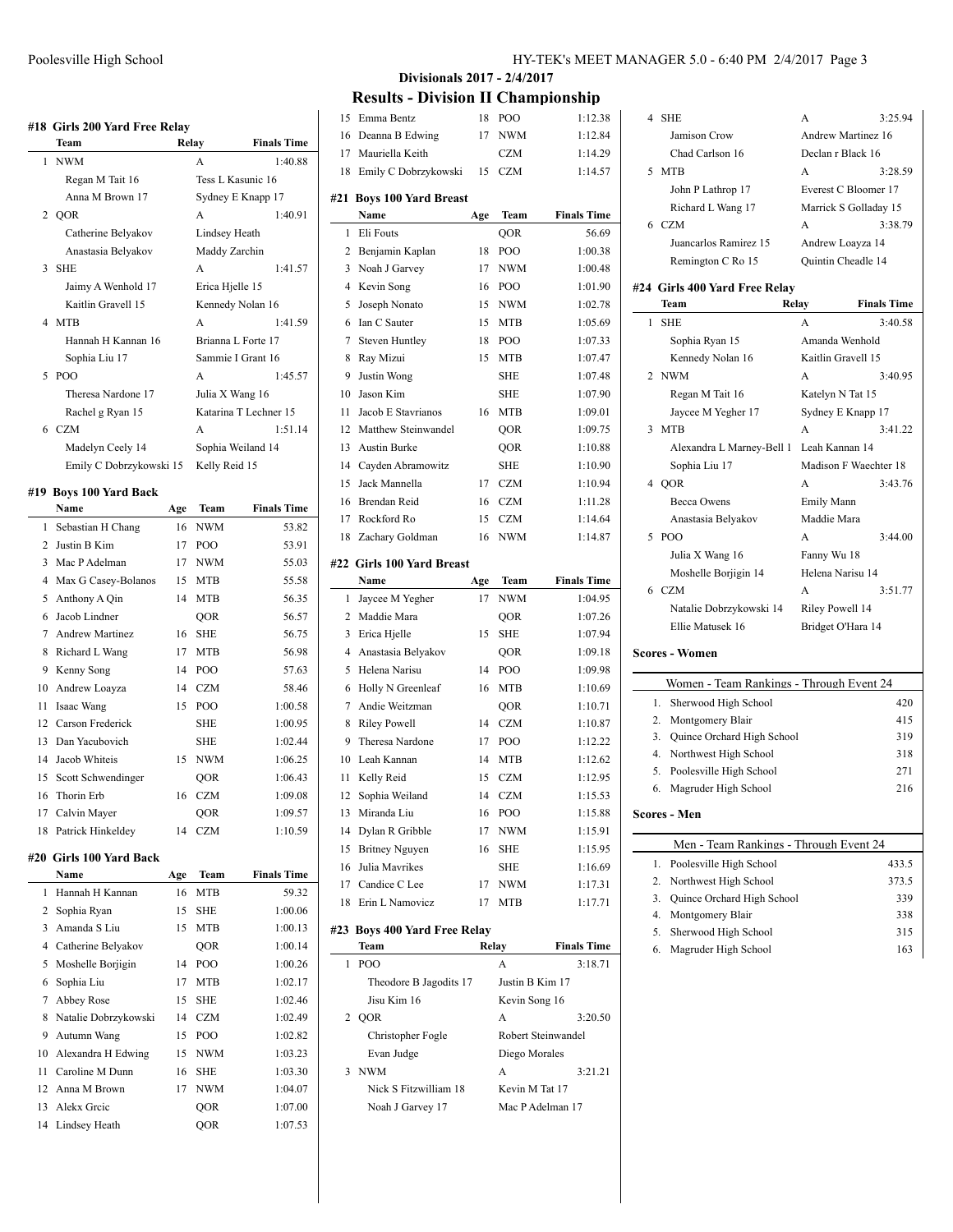## Divisionals 2017 - 2/4/2017

## Results - Division II Championship

### #18 Girls 200 Yard Free Relay

| | Team | Relay | Finals Time |
|---|---|---|---|
| 1 | NWM | A | 1:40.88 |
| | Regan M Tait 16 | Tess L Kasunic 16 | |
| | Anna M Brown 17 | Sydney E Knapp 17 | |
| 2 | QOR | A | 1:40.91 |
| | Catherine Belyakov | Lindsey Heath | |
| | Anastasia Belyakov | Maddy Zarchin | |
| 3 | SHE | A | 1:41.57 |
| | Jaimy A Wenhold 17 | Erica Hjelle 15 | |
| | Kaitlin Gravell 15 | Kennedy Nolan 16 | |
| 4 | MTB | A | 1:41.59 |
| | Hannah H Kannan 16 | Brianna L Forte 17 | |
| | Sophia Liu 17 | Sammie I Grant 16 | |
| 5 | POO | A | 1:45.57 |
| | Theresa Nardone 17 | Julia X Wang 16 | |
| | Rachel g Ryan 15 | Katarina T Lechner 15 | |
| 6 | CZM | A | 1:51.14 |
| | Madelyn Ceely 14 | Sophia Weiland 14 | |
| | Emily C Dobrzykowski 15 | Kelly Reid 15 | |

### #19 Boys 100 Yard Back

| | Name | Age | Team | Finals Time |
|---|---|---|---|---|
| 1 | Sebastian H Chang | 16 | NWM | 53.82 |
| 2 | Justin B Kim | 17 | POO | 53.91 |
| 3 | Mac P Adelman | 17 | NWM | 55.03 |
| 4 | Max G Casey-Bolanos | 15 | MTB | 55.58 |
| 5 | Anthony A Qin | 14 | MTB | 56.35 |
| 6 | Jacob Lindner | | QOR | 56.57 |
| 7 | Andrew Martinez | 16 | SHE | 56.75 |
| 8 | Richard L Wang | 17 | MTB | 56.98 |
| 9 | Kenny Song | 14 | POO | 57.63 |
| 10 | Andrew Loayza | 14 | CZM | 58.46 |
| 11 | Isaac Wang | 15 | POO | 1:00.58 |
| 12 | Carson Frederick | | SHE | 1:00.95 |
| 13 | Dan Yacubovich | | SHE | 1:02.44 |
| 14 | Jacob Whiteis | 15 | NWM | 1:06.25 |
| 15 | Scott Schwendinger | | QOR | 1:06.43 |
| 16 | Thorin Erb | 16 | CZM | 1:09.08 |
| 17 | Calvin Mayer | | QOR | 1:09.57 |
| 18 | Patrick Hinkeldey | 14 | CZM | 1:10.59 |

### #20 Girls 100 Yard Back

| | Name | Age | Team | Finals Time |
|---|---|---|---|---|
| 1 | Hannah H Kannan | 16 | MTB | 59.32 |
| 2 | Sophia Ryan | 15 | SHE | 1:00.06 |
| 3 | Amanda S Liu | 15 | MTB | 1:00.13 |
| 4 | Catherine Belyakov | | QOR | 1:00.14 |
| 5 | Moshelle Borjigin | 14 | POO | 1:00.26 |
| 6 | Sophia Liu | 17 | MTB | 1:02.17 |
| 7 | Abbey Rose | 15 | SHE | 1:02.46 |
| 8 | Natalie Dobrzykowski | 14 | CZM | 1:02.49 |
| 9 | Autumn Wang | 15 | POO | 1:02.82 |
| 10 | Alexandra H Edwing | 15 | NWM | 1:03.23 |
| 11 | Caroline M Dunn | 16 | SHE | 1:03.30 |
| 12 | Anna M Brown | 17 | NWM | 1:04.07 |
| 13 | Alekx Grcic | | QOR | 1:07.00 |
| 14 | Lindsey Heath | | QOR | 1:07.53 |
| 15 | Emma Bentz | 18 | POO | 1:12.38 |
| 16 | Deanna B Edwing | 17 | NWM | 1:12.84 |
| 17 | Mauriella Keith | | CZM | 1:14.29 |
| 18 | Emily C Dobrzykowski | 15 | CZM | 1:14.57 |

### #21 Boys 100 Yard Breast

| | Name | Age | Team | Finals Time |
|---|---|---|---|---|
| 1 | Eli Fouts | | QOR | 56.69 |
| 2 | Benjamin Kaplan | 18 | POO | 1:00.38 |
| 3 | Noah J Garvey | 17 | NWM | 1:00.48 |
| 4 | Kevin Song | 16 | POO | 1:01.90 |
| 5 | Joseph Nonato | 15 | NWM | 1:02.78 |
| 6 | Ian C Sauter | 15 | MTB | 1:05.69 |
| 7 | Steven Huntley | 18 | POO | 1:07.33 |
| 8 | Ray Mizui | 15 | MTB | 1:07.47 |
| 9 | Justin Wong | | SHE | 1:07.48 |
| 10 | Jason Kim | | SHE | 1:07.90 |
| 11 | Jacob E Stavrianos | 16 | MTB | 1:09.01 |
| 12 | Matthew Steinwandel | | QOR | 1:09.75 |
| 13 | Austin Burke | | QOR | 1:10.88 |
| 14 | Cayden Abramowitz | | SHE | 1:10.90 |
| 15 | Jack Mannella | 17 | CZM | 1:10.94 |
| 16 | Brendan Reid | 16 | CZM | 1:11.28 |
| 17 | Rockford Ro | 15 | CZM | 1:14.64 |
| 18 | Zachary Goldman | 16 | NWM | 1:14.87 |

### #22 Girls 100 Yard Breast

| | Name | Age | Team | Finals Time |
|---|---|---|---|---|
| 1 | Jaycee M Yegher | 17 | NWM | 1:04.95 |
| 2 | Maddie Mara | | QOR | 1:07.26 |
| 3 | Erica Hjelle | 15 | SHE | 1:07.94 |
| 4 | Anastasia Belyakov | | QOR | 1:09.18 |
| 5 | Helena Narisu | 14 | POO | 1:09.98 |
| 6 | Holly N Greenleaf | 16 | MTB | 1:10.69 |
| 7 | Andie Weitzman | | QOR | 1:10.71 |
| 8 | Riley Powell | 14 | CZM | 1:10.87 |
| 9 | Theresa Nardone | 17 | POO | 1:12.22 |
| 10 | Leah Kannan | 14 | MTB | 1:12.62 |
| 11 | Kelly Reid | 15 | CZM | 1:12.95 |
| 12 | Sophia Weiland | 14 | CZM | 1:15.53 |
| 13 | Miranda Liu | 16 | POO | 1:15.88 |
| 14 | Dylan R Gribble | 17 | NWM | 1:15.91 |
| 15 | Britney Nguyen | 16 | SHE | 1:15.95 |
| 16 | Julia Mavrikes | | SHE | 1:16.69 |
| 17 | Candice C Lee | 17 | NWM | 1:17.31 |
| 18 | Erin L Namovicz | 17 | MTB | 1:17.71 |

### #23 Boys 400 Yard Free Relay

| | Team | Relay | Finals Time |
|---|---|---|---|
| 1 | POO | A | 3:18.71 |
| | Theodore B Jagodits 17 | Justin B Kim 17 | |
| | Jisu Kim 16 | Kevin Song 16 | |
| 2 | QOR | A | 3:20.50 |
| | Christopher Fogle | Robert Steinwandel | |
| | Evan Judge | Diego Morales | |
| 3 | NWM | A | 3:21.21 |
| | Nick S Fitzwilliam 18 | Kevin M Tat 17 | |
| | Noah J Garvey 17 | Mac P Adelman 17 | |
| 4 | SHE | A | 3:25.94 |
| | Jamison Crow | Andrew Martinez 16 | |
| | Chad Carlson 16 | Declan r Black 16 | |
| 5 | MTB | A | 3:28.59 |
| | John P Lathrop 17 | Everest C Bloomer 17 | |
| | Richard L Wang 17 | Marrick S Golladay 15 | |
| 6 | CZM | A | 3:38.79 |
| | Juancarlos Ramirez 15 | Andrew Loayza 14 | |
| | Remington C Ro 15 | Quintin Cheadle 14 | |

### #24 Girls 400 Yard Free Relay

| | Team | Relay | Finals Time |
|---|---|---|---|
| 1 | SHE | A | 3:40.58 |
| | Sophia Ryan 15 | Amanda Wenhold | |
| | Kennedy Nolan 16 | Kaitlin Gravell 15 | |
| 2 | NWM | A | 3:40.95 |
| | Regan M Tait 16 | Katelyn N Tat 15 | |
| | Jaycee M Yegher 17 | Sydney E Knapp 17 | |
| 3 | MTB | A | 3:41.22 |
| | Alexandra L Marney-Bell 1 | Leah Kannan 14 | |
| | Sophia Liu 17 | Madison F Waechter 18 | |
| 4 | QOR | A | 3:43.76 |
| | Becca Owens | Emily Mann | |
| | Anastasia Belyakov | Maddie Mara | |
| 5 | POO | A | 3:44.00 |
| | Julia X Wang 16 | Fanny Wu 18 | |
| | Moshelle Borjigin 14 | Helena Narisu 14 | |
| 6 | CZM | A | 3:51.77 |
| | Natalie Dobrzykowski 14 | Riley Powell 14 | |
| | Ellie Matusek 16 | Bridget O'Hara 14 | |

### Scores - Women

**Women - Team Rankings - Through Event 24**

| | | |
|---|---|---|
| 1. | Sherwood High School | 420 |
| 2. | Montgomery Blair | 415 |
| 3. | Quince Orchard High School | 319 |
| 4. | Northwest High School | 318 |
| 5. | Poolesville High School | 271 |
| 6. | Magruder High School | 216 |

### Scores - Men

**Men - Team Rankings - Through Event 24**

| | | |
|---|---|---|
| 1. | Poolesville High School | 433.5 |
| 2. | Northwest High School | 373.5 |
| 3. | Quince Orchard High School | 339 |
| 4. | Montgomery Blair | 338 |
| 5. | Sherwood High School | 315 |
| 6. | Magruder High School | 163 |